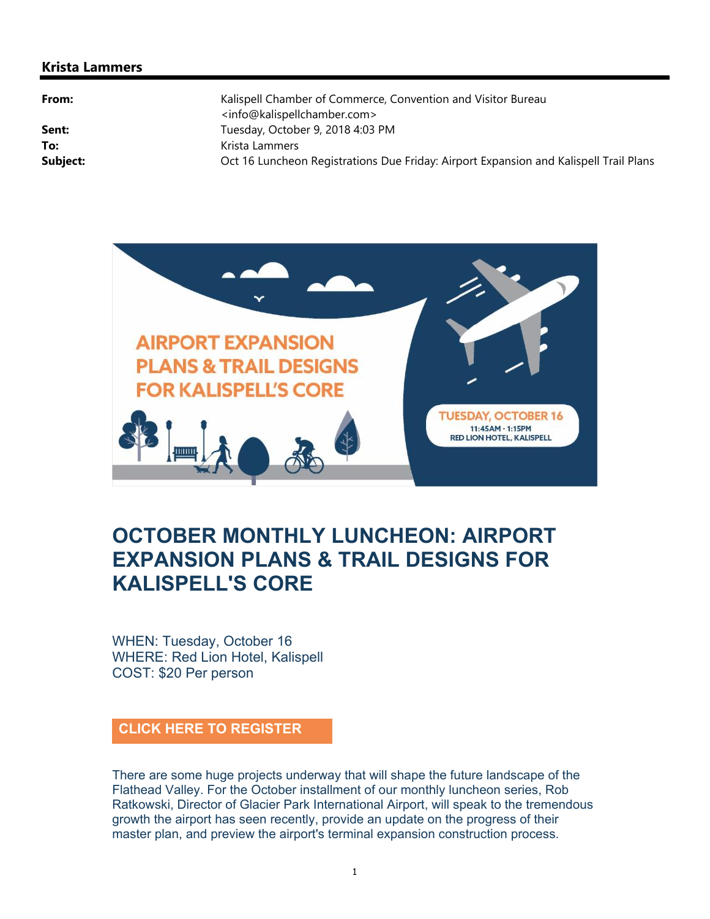**Krista Lammers**

| | |
|---|---|
| **From:** | Kalispell Chamber of Commerce, Convention and Visitor Bureau <info@kalispellchamber.com> |
| **Sent:** | Tuesday, October 9, 2018 4:03 PM |
| **To:** | Krista Lammers |
| **Subject:** | Oct 16 Luncheon Registrations Due Friday: Airport Expansion and Kalispell Trail Plans |

AIRPORT EXPANSION PLANS & TRAIL DESIGNS FOR KALISPELL'S CORE

TUESDAY, OCTOBER 16
11:45AM - 1:15PM
RED LION HOTEL, KALISPELL

# OCTOBER MONTHLY LUNCHEON: AIRPORT EXPANSION PLANS & TRAIL DESIGNS FOR KALISPELL'S CORE

WHEN: Tuesday, October 16
WHERE: Red Lion Hotel, Kalispell
COST: $20 Per person

**CLICK HERE TO REGISTER**

There are some huge projects underway that will shape the future landscape of the Flathead Valley. For the October installment of our monthly luncheon series, Rob Ratkowski, Director of Glacier Park International Airport, will speak to the tremendous growth the airport has seen recently, provide an update on the progress of their master plan, and preview the airport's terminal expansion construction process.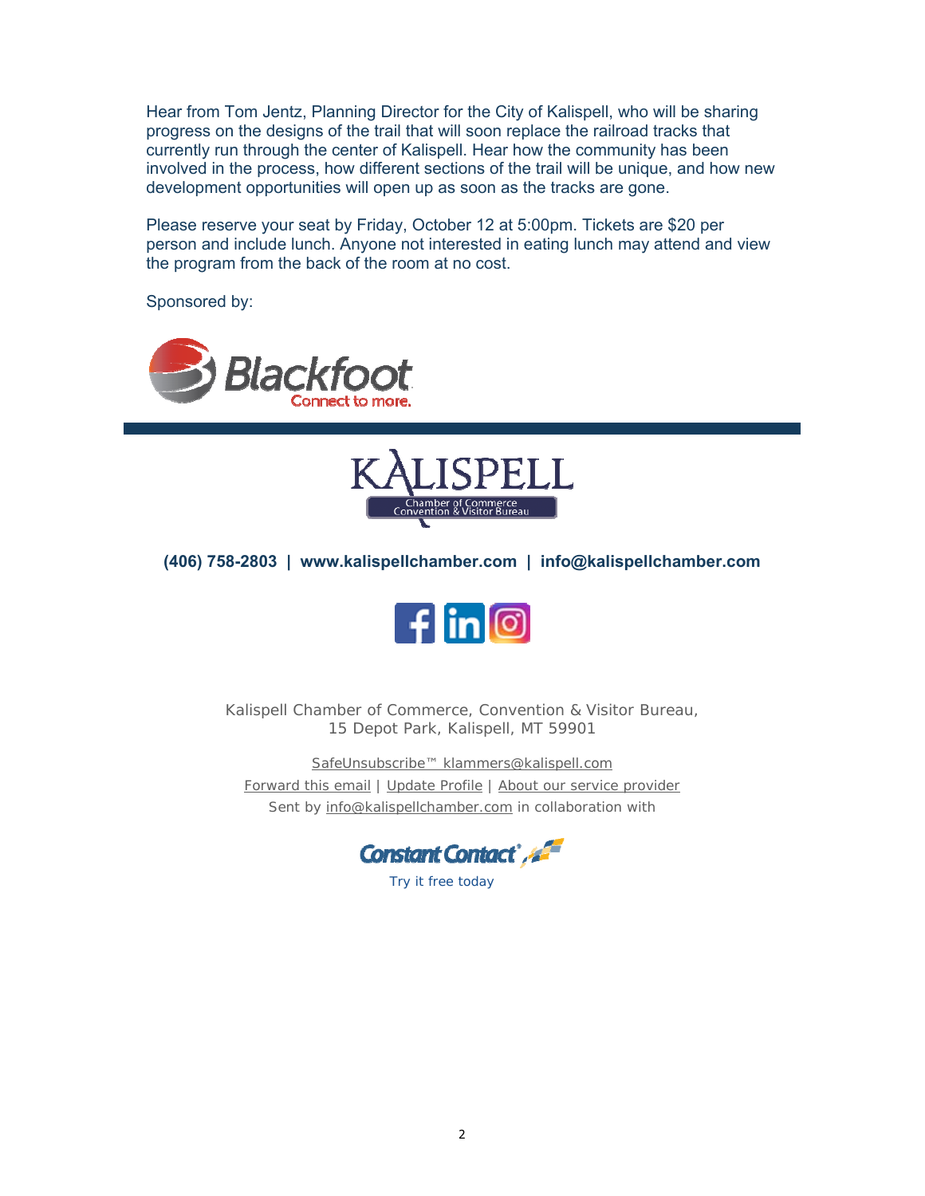Hear from Tom Jentz, Planning Director for the City of Kalispell, who will be sharing progress on the designs of the trail that will soon replace the railroad tracks that currently run through the center of Kalispell. Hear how the community has been involved in the process, how different sections of the trail will be unique, and how new development opportunities will open up as soon as the tracks are gone.

Please reserve your seat by Friday, October 12 at 5:00pm. Tickets are $20 per person and include lunch. Anyone not interested in eating lunch may attend and view the program from the back of the room at no cost.

Sponsored by:

Blackfoot
Connect to more.

KALISPELL
Chamber of Commerce
Convention & Visitor Bureau

**(406) 758-2803 | www.kalispellchamber.com | info@kalispellchamber.com**

Kalispell Chamber of Commerce, Convention & Visitor Bureau,
15 Depot Park, Kalispell, MT 59901

SafeUnsubscribe™ klammers@kalispell.com

Forward this email | Update Profile | About our service provider

Sent by info@kalispellchamber.com in collaboration with

Constant Contact

Try it free today